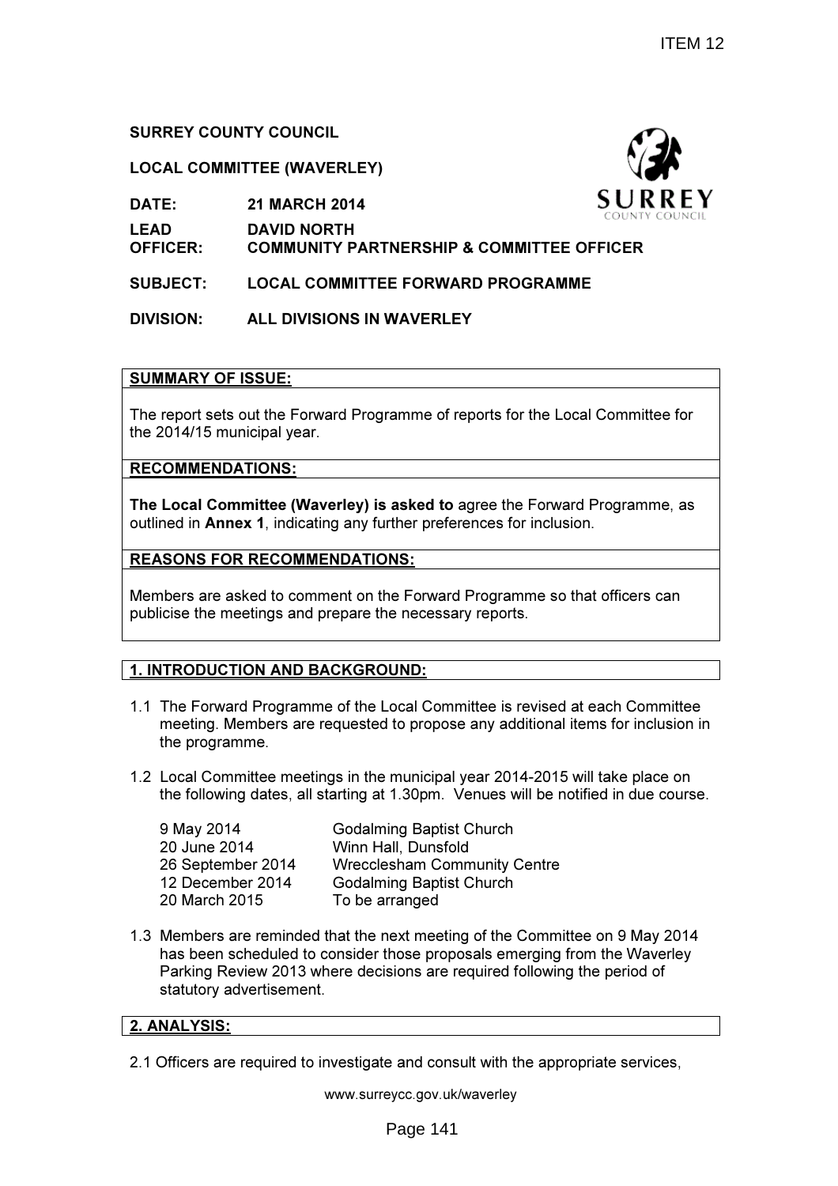ITEM 12

**SURREY COUNTY COUNCIL**

**LOCAL COMMITTEE (WAVERLEY)**

| | |
|---|---|
| **DATE:** | **21 MARCH 2014** |
| **LEAD OFFICER:** | **DAVID NORTH**<br>**COMMUNITY PARTNERSHIP & COMMITTEE OFFICER** |
| **SUBJECT:** | **LOCAL COMMITTEE FORWARD PROGRAMME** |
| **DIVISION:** | **ALL DIVISIONS IN WAVERLEY** |

## SUMMARY OF ISSUE:

The report sets out the Forward Programme of reports for the Local Committee for the 2014/15 municipal year.

## RECOMMENDATIONS:

**The Local Committee (Waverley) is asked to** agree the Forward Programme, as outlined in **Annex 1**, indicating any further preferences for inclusion.

## REASONS FOR RECOMMENDATIONS:

Members are asked to comment on the Forward Programme so that officers can publicise the meetings and prepare the necessary reports.

## 1. INTRODUCTION AND BACKGROUND:

1.1 The Forward Programme of the Local Committee is revised at each Committee meeting. Members are requested to propose any additional items for inclusion in the programme.

1.2 Local Committee meetings in the municipal year 2014-2015 will take place on the following dates, all starting at 1.30pm. Venues will be notified in due course.

| | |
|---|---|
| 9 May 2014 | Godalming Baptist Church |
| 20 June 2014 | Winn Hall, Dunsfold |
| 26 September 2014 | Wrecclesham Community Centre |
| 12 December 2014 | Godalming Baptist Church |
| 20 March 2015 | To be arranged |

1.3 Members are reminded that the next meeting of the Committee on 9 May 2014 has been scheduled to consider those proposals emerging from the Waverley Parking Review 2013 where decisions are required following the period of statutory advertisement.

## 2. ANALYSIS:

2.1 Officers are required to investigate and consult with the appropriate services,

www.surreycc.gov.uk/waverley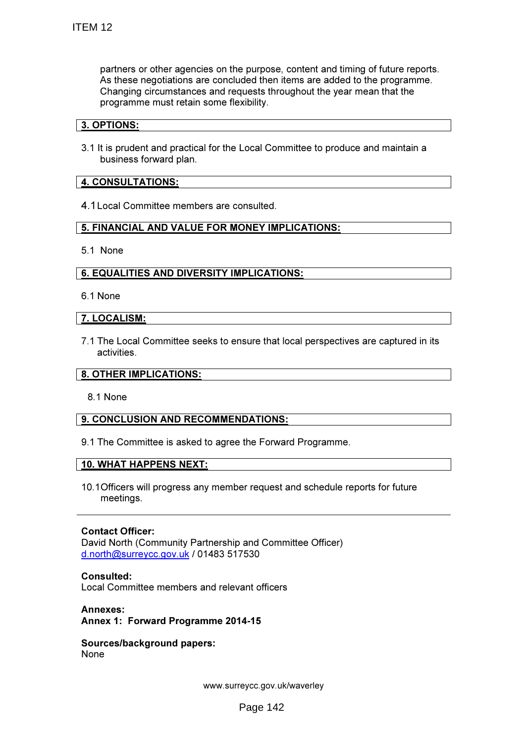partners or other agencies on the purpose, content and timing of future reports. As these negotiations are concluded then items are added to the programme. Changing circumstances and requests throughout the year mean that the programme must retain some flexibility.

## 3. OPTIONS:

3.1 It is prudent and practical for the Local Committee to produce and maintain a business forward plan.

## 4. CONSULTATIONS:

4.1 Local Committee members are consulted.

## 5. FINANCIAL AND VALUE FOR MONEY IMPLICATIONS:

5.1 None

## 6. EQUALITIES AND DIVERSITY IMPLICATIONS:

6.1 None

## 7. LOCALISM:

7.1 The Local Committee seeks to ensure that local perspectives are captured in its activities.

## 8. OTHER IMPLICATIONS:

8.1 None

## 9. CONCLUSION AND RECOMMENDATIONS:

9.1 The Committee is asked to agree the Forward Programme.

## 10. WHAT HAPPENS NEXT:

10.1 Officers will progress any member request and schedule reports for future meetings.

---

**Contact Officer:**
David North (Community Partnership and Committee Officer)
d.north@surreycc.gov.uk / 01483 517530

**Consulted:**
Local Committee members and relevant officers

**Annexes:**
**Annex 1: Forward Programme 2014-15**

**Sources/background papers:**
None